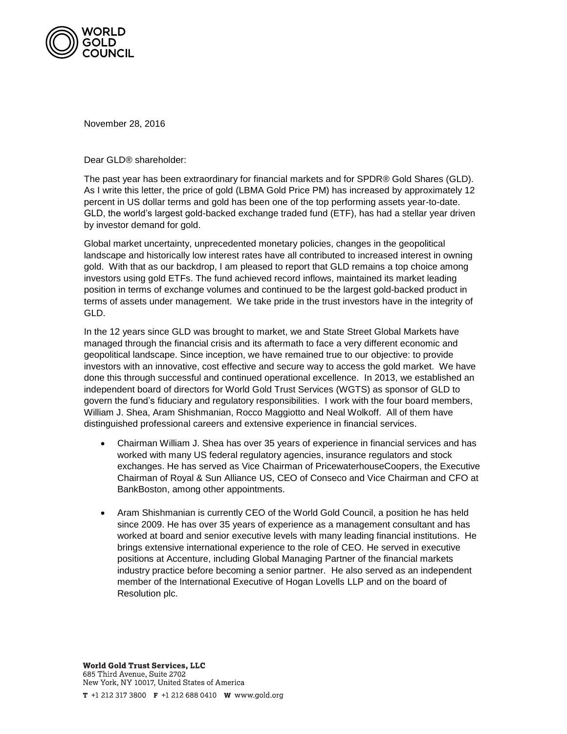November 28, 2016

Dear GLD® shareholder:

The past year has been extraordinary for financial markets and for SPDR® Gold Shares (GLD). As I write this letter, the price of gold (LBMA Gold Price PM) has increased by approximately 12 percent in US dollar terms and gold has been one of the top performing assets year-to-date. GLD, the world's largest gold-backed exchange traded fund (ETF), has had a stellar year driven by investor demand for gold.

Global market uncertainty, unprecedented monetary policies, changes in the geopolitical landscape and historically low interest rates have all contributed to increased interest in owning gold. With that as our backdrop, I am pleased to report that GLD remains a top choice among investors using gold ETFs. The fund achieved record inflows, maintained its market leading position in terms of exchange volumes and continued to be the largest gold-backed product in terms of assets under management. We take pride in the trust investors have in the integrity of GLD.

In the 12 years since GLD was brought to market, we and State Street Global Markets have managed through the financial crisis and its aftermath to face a very different economic and geopolitical landscape. Since inception, we have remained true to our objective: to provide investors with an innovative, cost effective and secure way to access the gold market. We have done this through successful and continued operational excellence. In 2013, we established an independent board of directors for World Gold Trust Services (WGTS) as sponsor of GLD to govern the fund's fiduciary and regulatory responsibilities. I work with the four board members, William J. Shea, Aram Shishmanian, Rocco Maggiotto and Neal Wolkoff. All of them have distinguished professional careers and extensive experience in financial services.

- Chairman William J. Shea has over 35 years of experience in financial services and has worked with many US federal regulatory agencies, insurance regulators and stock exchanges. He has served as Vice Chairman of PricewaterhouseCoopers, the Executive Chairman of Royal & Sun Alliance US, CEO of Conseco and Vice Chairman and CFO at BankBoston, among other appointments.

- Aram Shishmanian is currently CEO of the World Gold Council, a position he has held since 2009. He has over 35 years of experience as a management consultant and has worked at board and senior executive levels with many leading financial institutions. He brings extensive international experience to the role of CEO. He served in executive positions at Accenture, including Global Managing Partner of the financial markets industry practice before becoming a senior partner. He also served as an independent member of the International Executive of Hogan Lovells LLP and on the board of Resolution plc.

**World Gold Trust Services, LLC**
685 Third Avenue, Suite 2702
New York, NY 10017, United States of America

**T** +1 212 317 3800 **F** +1 212 688 0410 **W** www.gold.org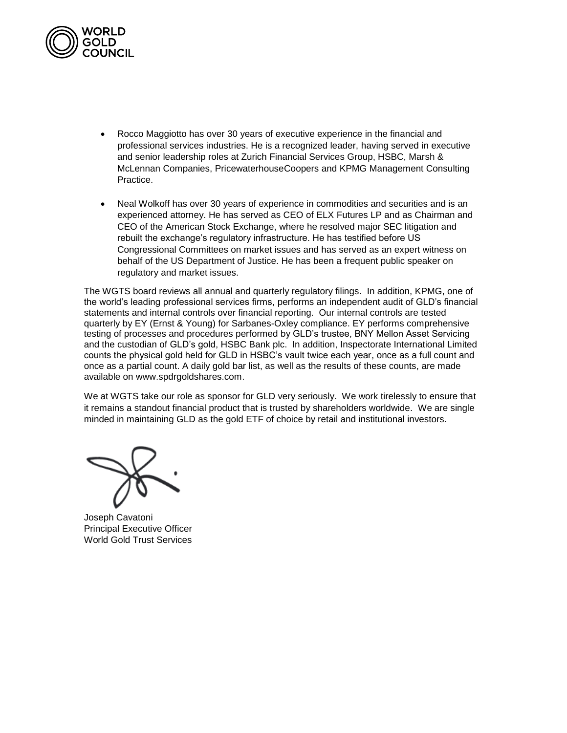- Rocco Maggiotto has over 30 years of executive experience in the financial and professional services industries. He is a recognized leader, having served in executive and senior leadership roles at Zurich Financial Services Group, HSBC, Marsh & McLennan Companies, PricewaterhouseCoopers and KPMG Management Consulting Practice.

- Neal Wolkoff has over 30 years of experience in commodities and securities and is an experienced attorney. He has served as CEO of ELX Futures LP and as Chairman and CEO of the American Stock Exchange, where he resolved major SEC litigation and rebuilt the exchange's regulatory infrastructure. He has testified before US Congressional Committees on market issues and has served as an expert witness on behalf of the US Department of Justice. He has been a frequent public speaker on regulatory and market issues.

The WGTS board reviews all annual and quarterly regulatory filings. In addition, KPMG, one of the world's leading professional services firms, performs an independent audit of GLD's financial statements and internal controls over financial reporting. Our internal controls are tested quarterly by EY (Ernst & Young) for Sarbanes-Oxley compliance. EY performs comprehensive testing of processes and procedures performed by GLD's trustee, BNY Mellon Asset Servicing and the custodian of GLD's gold, HSBC Bank plc. In addition, Inspectorate International Limited counts the physical gold held for GLD in HSBC's vault twice each year, once as a full count and once as a partial count. A daily gold bar list, as well as the results of these counts, are made available on www.spdrgoldshares.com.

We at WGTS take our role as sponsor for GLD very seriously. We work tirelessly to ensure that it remains a standout financial product that is trusted by shareholders worldwide. We are single minded in maintaining GLD as the gold ETF of choice by retail and institutional investors.

Joseph Cavatoni
Principal Executive Officer
World Gold Trust Services